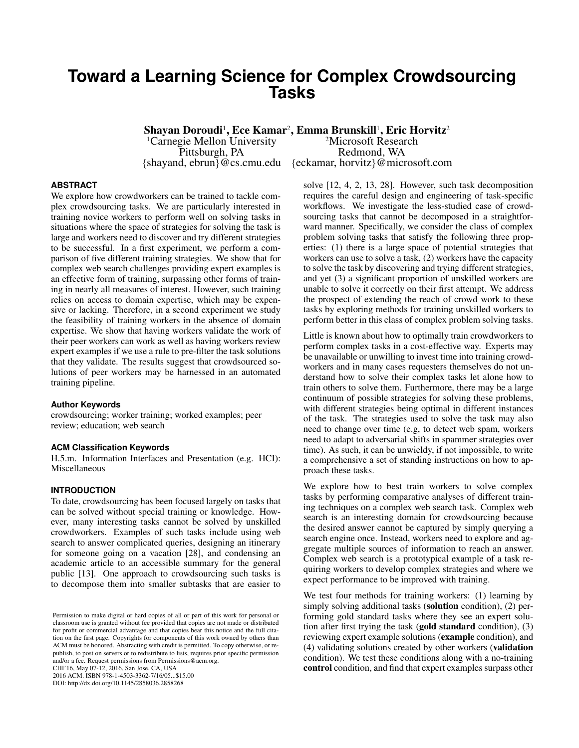# Toward a Learning Science for Complex Crowdsourcing Tasks

**Shayan Doroudi**[1], **Ece Kamar**[2], **Emma Brunskill**[1], **Eric Horvitz**[2]

[1]Carnegie Mellon University, Pittsburgh, PA, {shayand, ebrun}@cs.cmu.edu

[2]Microsoft Research, Redmond, WA, {eckamar, horvitz}@microsoft.com

## ABSTRACT

We explore how crowdworkers can be trained to tackle complex crowdsourcing tasks. We are particularly interested in training novice workers to perform well on solving tasks in situations where the space of strategies for solving the task is large and workers need to discover and try different strategies to be successful. In a first experiment, we perform a comparison of five different training strategies. We show that for complex web search challenges providing expert examples is an effective form of training, surpassing other forms of training in nearly all measures of interest. However, such training relies on access to domain expertise, which may be expensive or lacking. Therefore, in a second experiment we study the feasibility of training workers in the absence of domain expertise. We show that having workers validate the work of their peer workers can work as well as having workers review expert examples if we use a rule to pre-filter the task solutions that they validate. The results suggest that crowdsourced solutions of peer workers may be harnessed in an automated training pipeline.

### Author Keywords

crowdsourcing; worker training; worked examples; peer review; education; web search

### ACM Classification Keywords

H.5.m. Information Interfaces and Presentation (e.g. HCI): Miscellaneous

## INTRODUCTION

To date, crowdsourcing has been focused largely on tasks that can be solved without special training or knowledge. However, many interesting tasks cannot be solved by unskilled crowdworkers. Examples of such tasks include using web search to answer complicated queries, designing an itinerary for someone going on a vacation [28], and condensing an academic article to an accessible summary for the general public [13]. One approach to crowdsourcing such tasks is to decompose them into smaller subtasks that are easier to solve [12, 4, 2, 13, 28]. However, such task decomposition requires the careful design and engineering of task-specific workflows. We investigate the less-studied case of crowdsourcing tasks that cannot be decomposed in a straightforward manner. Specifically, we consider the class of complex problem solving tasks that satisfy the following three properties: (1) there is a large space of potential strategies that workers can use to solve a task, (2) workers have the capacity to solve the task by discovering and trying different strategies, and yet (3) a significant proportion of unskilled workers are unable to solve it correctly on their first attempt. We address the prospect of extending the reach of crowd work to these tasks by exploring methods for training unskilled workers to perform better in this class of complex problem solving tasks.

Little is known about how to optimally train crowdworkers to perform complex tasks in a cost-effective way. Experts may be unavailable or unwilling to invest time into training crowdworkers and in many cases requesters themselves do not understand how to solve their complex tasks let alone how to train others to solve them. Furthermore, there may be a large continuum of possible strategies for solving these problems, with different strategies being optimal in different instances of the task. The strategies used to solve the task may also need to change over time (e.g, to detect web spam, workers need to adapt to adversarial shifts in spammer strategies over time). As such, it can be unwieldy, if not impossible, to write a comprehensive a set of standing instructions on how to approach these tasks.

We explore how to best train workers to solve complex tasks by performing comparative analyses of different training techniques on a complex web search task. Complex web search is an interesting domain for crowdsourcing because the desired answer cannot be captured by simply querying a search engine once. Instead, workers need to explore and aggregate multiple sources of information to reach an answer. Complex web search is a prototypical example of a task requiring workers to develop complex strategies and where we expect performance to be improved with training.

We test four methods for training workers: (1) learning by simply solving additional tasks (**solution** condition), (2) performing gold standard tasks where they see an expert solution after first trying the task (**gold standard** condition), (3) reviewing expert example solutions (**example** condition), and (4) validating solutions created by other workers (**validation** condition). We test these conditions along with a no-training **control** condition, and find that expert examples surpass other

Permission to make digital or hard copies of all or part of this work for personal or classroom use is granted without fee provided that copies are not made or distributed for profit or commercial advantage and that copies bear this notice and the full citation on the first page. Copyrights for components of this work owned by others than ACM must be honored. Abstracting with credit is permitted. To copy otherwise, or republish, to post on servers or to redistribute to lists, requires prior specific permission and/or a fee. Request permissions from Permissions@acm.org.
CHI'16, May 07-12, 2016, San Jose, CA, USA
2016 ACM. ISBN 978-1-4503-3362-7/16/05...$15.00
DOI: http://dx.doi.org/10.1145/2858036.2858268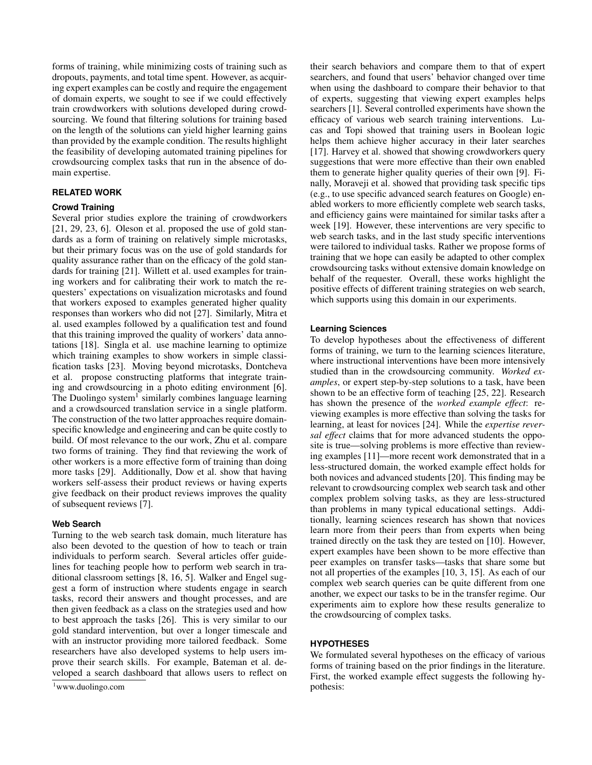forms of training, while minimizing costs of training such as dropouts, payments, and total time spent. However, as acquiring expert examples can be costly and require the engagement of domain experts, we sought to see if we could effectively train crowdworkers with solutions developed during crowdsourcing. We found that filtering solutions for training based on the length of the solutions can yield higher learning gains than provided by the example condition. The results highlight the feasibility of developing automated training pipelines for crowdsourcing complex tasks that run in the absence of domain expertise.

## RELATED WORK

### Crowd Training

Several prior studies explore the training of crowdworkers [21, 29, 23, 6]. Oleson et al. proposed the use of gold standards as a form of training on relatively simple microtasks, but their primary focus was on the use of gold standards for quality assurance rather than on the efficacy of the gold standards for training [21]. Willett et al. used examples for training workers and for calibrating their work to match the requesters' expectations on visualization microtasks and found that workers exposed to examples generated higher quality responses than workers who did not [27]. Similarly, Mitra et al. used examples followed by a qualification test and found that this training improved the quality of workers' data annotations [18]. Singla et al. use machine learning to optimize which training examples to show workers in simple classification tasks [23]. Moving beyond microtasks, Dontcheva et al. propose constructing platforms that integrate training and crowdsourcing in a photo editing environment [6]. The Duolingo system[1] similarly combines language learning and a crowdsourced translation service in a single platform. The construction of the two latter approaches require domain-specific knowledge and engineering and can be quite costly to build. Of most relevance to the our work, Zhu et al. compare two forms of training. They find that reviewing the work of other workers is a more effective form of training than doing more tasks [29]. Additionally, Dow et al. show that having workers self-assess their product reviews or having experts give feedback on their product reviews improves the quality of subsequent reviews [7].

### Web Search

Turning to the web search task domain, much literature has also been devoted to the question of how to teach or train individuals to perform search. Several articles offer guidelines for teaching people how to perform web search in traditional classroom settings [8, 16, 5]. Walker and Engel suggest a form of instruction where students engage in search tasks, record their answers and thought processes, and are then given feedback as a class on the strategies used and how to best approach the tasks [26]. This is very similar to our gold standard intervention, but over a longer timescale and with an instructor providing more tailored feedback. Some researchers have also developed systems to help users improve their search skills. For example, Bateman et al. developed a search dashboard that allows users to reflect on their search behaviors and compare them to that of expert searchers, and found that users' behavior changed over time when using the dashboard to compare their behavior to that of experts, suggesting that viewing expert examples helps searchers [1]. Several controlled experiments have shown the efficacy of various web search training interventions. Lucas and Topi showed that training users in Boolean logic helps them achieve higher accuracy in their later searches [17]. Harvey et al. showed that showing crowdworkers query suggestions that were more effective than their own enabled them to generate higher quality queries of their own [9]. Finally, Moraveji et al. showed that providing task specific tips (e.g., to use specific advanced search features on Google) enabled workers to more efficiently complete web search tasks, and efficiency gains were maintained for similar tasks after a week [19]. However, these interventions are very specific to web search tasks, and in the last study specific interventions were tailored to individual tasks. Rather we propose forms of training that we hope can easily be adapted to other complex crowdsourcing tasks without extensive domain knowledge on behalf of the requester. Overall, these works highlight the positive effects of different training strategies on web search, which supports using this domain in our experiments.

### Learning Sciences

To develop hypotheses about the effectiveness of different forms of training, we turn to the learning sciences literature, where instructional interventions have been more intensively studied than in the crowdsourcing community. *Worked examples*, or expert step-by-step solutions to a task, have been shown to be an effective form of teaching [25, 22]. Research has shown the presence of the *worked example effect*: reviewing examples is more effective than solving the tasks for learning, at least for novices [24]. While the *expertise reversal effect* claims that for more advanced students the opposite is true—solving problems is more effective than reviewing examples [11]—more recent work demonstrated that in a less-structured domain, the worked example effect holds for both novices and advanced students [20]. This finding may be relevant to crowdsourcing complex web search task and other complex problem solving tasks, as they are less-structured than problems in many typical educational settings. Additionally, learning sciences research has shown that novices learn more from their peers than from experts when being trained directly on the task they are tested on [10]. However, expert examples have been shown to be more effective than peer examples on transfer tasks—tasks that share some but not all properties of the examples [10, 3, 15]. As each of our complex web search queries can be quite different from one another, we expect our tasks to be in the transfer regime. Our experiments aim to explore how these results generalize to the crowdsourcing of complex tasks.

## HYPOTHESES

We formulated several hypotheses on the efficacy of various forms of training based on the prior findings in the literature. First, the worked example effect suggests the following hypothesis:

[1] www.duolingo.com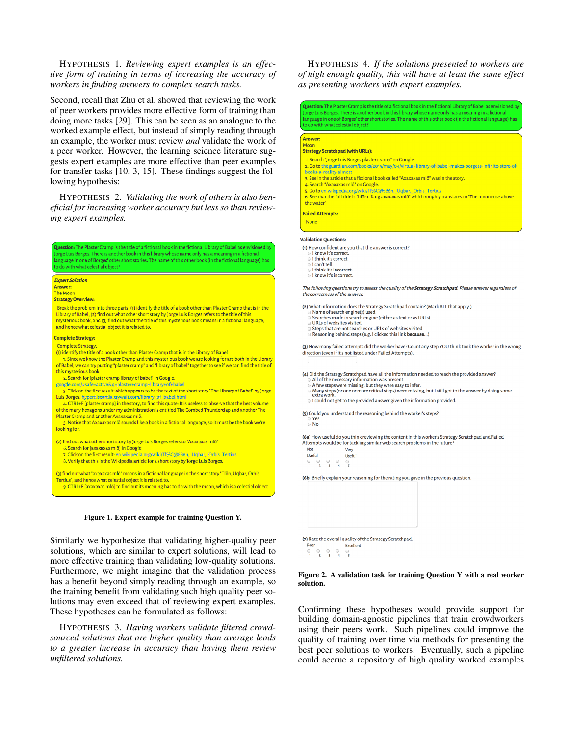HYPOTHESIS 1. *Reviewing expert examples is an effective form of training in terms of increasing the accuracy of workers in finding answers to complex search tasks.*

Second, recall that Zhu et al. showed that reviewing the work of peer workers provides more effective form of training than doing more tasks [29]. This can be seen as an analogue to the worked example effect, but instead of simply reading through an example, the worker must review *and* validate the work of a peer worker. However, the learning science literature suggests expert examples are more effective than peer examples for transfer tasks [10, 3, 15]. These findings suggest the following hypothesis:

HYPOTHESIS 2. *Validating the work of others is also beneficial for increasing worker accuracy but less so than reviewing expert examples.*

**Question:** The Plaster Cramp is the title of a fictional book in the fictional Library of Babel as envisioned by Jorge Luis Borges. There is another book in this library whose name only has a meaning in a fictional language in one of Borges' other short stories. The name of this other book (in the fictional language) has to do with what celestial object?

***Expert Solution***

**Answer:**
The Moon

**Strategy Overview:**

Break the problem into three parts: (1) identify the title of a book other than Plaster Cramp that is in the Library of Babel, (2) find out what other short story by Jorge Luis Borges refers to the title of this mysterious book, and (3) find out what the title of this mysterious book means in a fictional language, and hence what celestial object it is related to.

**Complete Strategy:**

Complete Strategy:
(1) identify the title of a book other than Plaster Cramp that is in the Library of Babel
1. Since we know the Plaster Cramp and this mysterious book we are looking for are both in the Library of Babel, we can try putting "plaster cramp" and "library of babel" together to see if we can find the title of this mysterious book.
2. Search for [plaster cramp library of babel] in Google: google.com/#safe=active&q=plaster+cramp+library+of+babel
3. Click on the first result which appears to be the text of the short story "The Library of Babel" by Jorge Luis Borges: hyperdiscordia.crywalt.com/library_of_babel.html
4. CTRL+F [plaster cramp] in the story, to find this quote: It is useless to observe that the best volume of the many hexagons under my administration is entitled The Combed Thunderclap and another The Plaster Cramp and another Axaxaxas mlö.
5. Notice that Axaxaxas mlö sounds like a book in a fictional language, so it must be the book we're looking for.

(2) find out what other short story by Jorge Luis Borges refers to "Axaxaxas mlö"
6. Search for [axaxaxas mlö] in Google
7. Click on the first result: en.wikipedia.org/wiki/Tl%C3%B6n,_Uqbar,_Orbis_Tertius
8. Verify that this is the Wikipedia article for a short story by Jorge Luis Borges.

(3) find out what "axaxaxas mlö" means in a fictional language in the short story "Tlön, Uqbar, Orbis Tertius", and hence what celestial object it is related to.
9. CTRL+F [axaxaxas mlö] to find out its meaning has to do with the moon, which is a celestial object.

**Figure 1. Expert example for training Question Y.**

Similarly we hypothesize that validating higher-quality peer solutions, which are similar to expert solutions, will lead to more effective training than validating low-quality solutions. Furthermore, we might imagine that the validation process has a benefit beyond simply reading through an example, so the training benefit from validating such high quality peer solutions may even exceed that of reviewing expert examples. These hypotheses can be formulated as follows:

HYPOTHESIS 3. *Having workers validate filtered crowdsourced solutions that are higher quality than average leads to a greater increase in accuracy than having them review unfiltered solutions.*

HYPOTHESIS 4. *If the solutions presented to workers are of high enough quality, this will have at least the same effect as presenting workers with expert examples.*

**Question:** The Plaster Cramp is the title of a fictional book in the fictional Library of Babel as envisioned by Jorge Luis Borges. There is another book in this library whose name only has a meaning in a fictional language in one of Borges' other short stories. The name of this other book (in the fictional language) has to do with what celestial object?

**Answer:**
Moon

**Strategy Scratchpad (with URLs):**

1. Search "Jorge Luis Borges plaster cramp" on Google.
2. Go to theguardian.com/books/2015/may/04/virtual-library-of-babel-makes-borgess-infinite-store-of-books-a-reality-almost
3. See in the article that a fictional book called "Axaxaxas mlö" was in the story.
4. Search "Axaxaxas mlö" on Google.
5. Go to en.wikipedia.org/wiki/Tl%C3%B6n,_Uqbar,_Orbis_Tertius
6. See that the full title is "hlör u fang axaxaxas mlö" which roughly translates to "The moon rose above the water"

**Failed Attempts:**
None

**Validation Questions:**

(1) How confident are you that the answer is correct?
- I know it's correct.
- I think it's correct.
- I can't tell.
- I think it's incorrect.
- I know it's incorrect.

*The following questions try to assess the quality of the **Strategy Scratchpad**. Please answer regardless of the correctness of the answer.*

(2) What information does the Strategy Scratchpad contain? (Mark ALL that apply.)
- Name of search engine(s) used
- Searches made in search engine (either as text or as URLs)
- URLs of websites visited
- Steps that are not searches or URLs of websites visited
- Reasoning behind steps (e.g. I clicked this link **because**...)

(3) How many failed attempts did the worker have? Count any step YOU think took the worker in the wrong direction (even if it's not listed under Failed Attempts).

(4) Did the Strategy Scratchpad have all the information needed to reach the provided answer?
- All of the necessary information was present.
- A few steps were missing, but they were easy to infer.
- Many steps (or one or more critical steps) were missing, but I still got to the answer by doing some extra work.
- I could not get to the provided answer given the information provided.

(5) Could you understand the reasoning behind the worker's steps?
- Yes
- No

(6a) How useful do you think reviewing the content in this worker's Strategy Scratchpad and Failed Attempts would be for tackling similar web search problems in the future?
Not Useful 1 2 3 4 5 Very Useful

(6b) Briefly explain your reasoning for the rating you gave in the previous question.

(7) Rate the overall quality of the Strategy Scratchpad:
Poor 1 2 3 4 5 Excellent

**Figure 2. A validation task for training Question Y with a real worker solution.**

Confirming these hypotheses would provide support for building domain-agnostic pipelines that train crowdworkers using their peers work. Such pipelines could improve the quality of training over time via methods for presenting the best peer solutions to workers. Eventually, such a pipeline could accrue a repository of high quality worked examples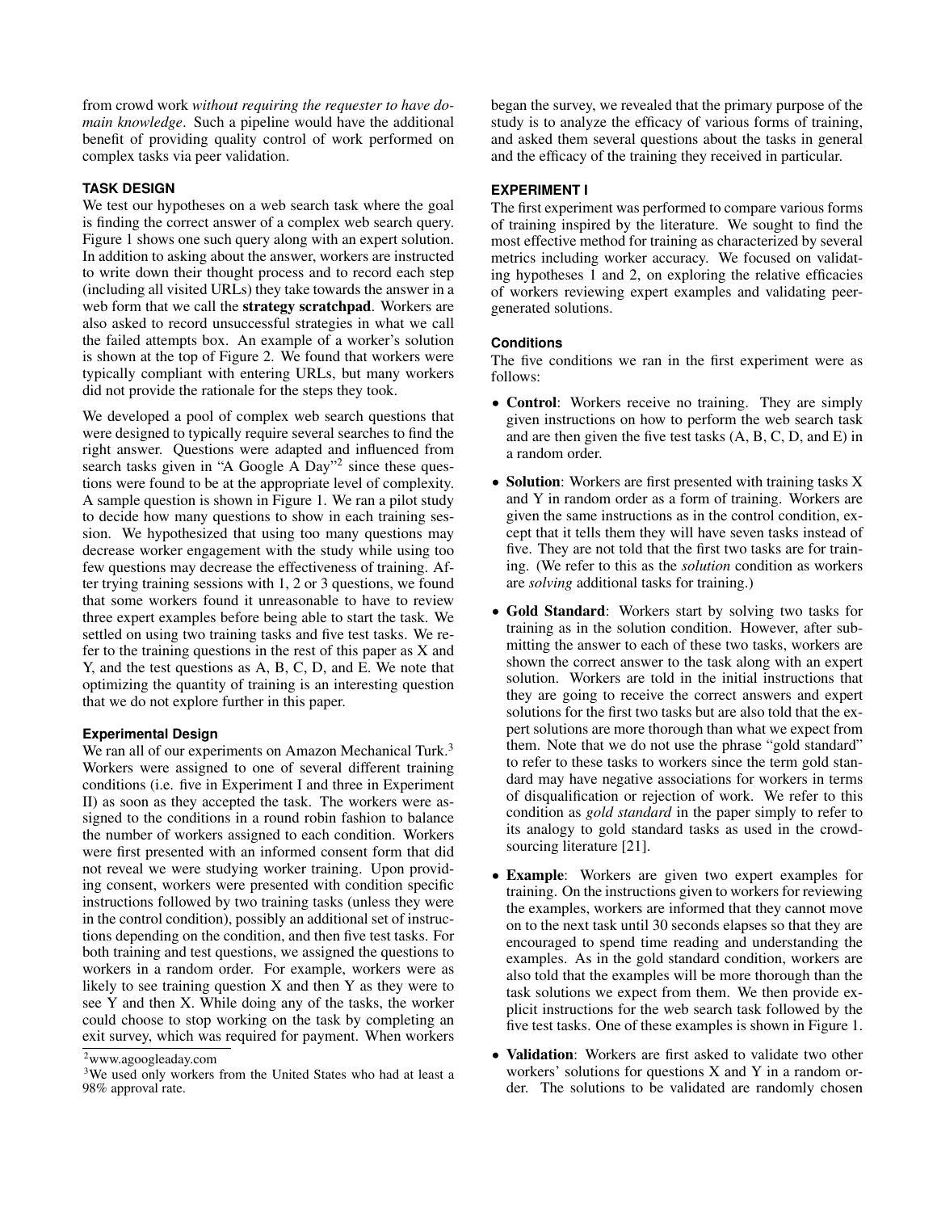from crowd work *without requiring the requester to have domain knowledge*. Such a pipeline would have the additional benefit of providing quality control of work performed on complex tasks via peer validation.

## TASK DESIGN

We test our hypotheses on a web search task where the goal is finding the correct answer of a complex web search query. Figure 1 shows one such query along with an expert solution. In addition to asking about the answer, workers are instructed to write down their thought process and to record each step (including all visited URLs) they take towards the answer in a web form that we call the **strategy scratchpad**. Workers are also asked to record unsuccessful strategies in what we call the failed attempts box. An example of a worker's solution is shown at the top of Figure 2. We found that workers were typically compliant with entering URLs, but many workers did not provide the rationale for the steps they took.

We developed a pool of complex web search questions that were designed to typically require several searches to find the right answer. Questions were adapted and influenced from search tasks given in "A Google A Day"[2] since these questions were found to be at the appropriate level of complexity. A sample question is shown in Figure 1. We ran a pilot study to decide how many questions to show in each training session. We hypothesized that using too many questions may decrease worker engagement with the study while using too few questions may decrease the effectiveness of training. After trying training sessions with 1, 2 or 3 questions, we found that some workers found it unreasonable to have to review three expert examples before being able to start the task. We settled on using two training tasks and five test tasks. We refer to the training questions in the rest of this paper as X and Y, and the test questions as A, B, C, D, and E. We note that optimizing the quantity of training is an interesting question that we do not explore further in this paper.

### Experimental Design

We ran all of our experiments on Amazon Mechanical Turk.[3] Workers were assigned to one of several different training conditions (i.e. five in Experiment I and three in Experiment II) as soon as they accepted the task. The workers were assigned to the conditions in a round robin fashion to balance the number of workers assigned to each condition. Workers were first presented with an informed consent form that did not reveal we were studying worker training. Upon providing consent, workers were presented with condition specific instructions followed by two training tasks (unless they were in the control condition), possibly an additional set of instructions depending on the condition, and then five test tasks. For both training and test questions, we assigned the questions to workers in a random order. For example, workers were as likely to see training question X and then Y as they were to see Y and then X. While doing any of the tasks, the worker could choose to stop working on the task by completing an exit survey, which was required for payment. When workers began the survey, we revealed that the primary purpose of the study is to analyze the efficacy of various forms of training, and asked them several questions about the tasks in general and the efficacy of the training they received in particular.

[2] www.agoogleaday.com

[3] We used only workers from the United States who had at least a 98% approval rate.

## EXPERIMENT I

The first experiment was performed to compare various forms of training inspired by the literature. We sought to find the most effective method for training as characterized by several metrics including worker accuracy. We focused on validating hypotheses 1 and 2, on exploring the relative efficacies of workers reviewing expert examples and validating peer-generated solutions.

### Conditions

The five conditions we ran in the first experiment were as follows:

- **Control**: Workers receive no training. They are simply given instructions on how to perform the web search task and are then given the five test tasks (A, B, C, D, and E) in a random order.
- **Solution**: Workers are first presented with training tasks X and Y in random order as a form of training. Workers are given the same instructions as in the control condition, except that it tells them they will have seven tasks instead of five. They are not told that the first two tasks are for training. (We refer to this as the *solution* condition as workers are *solving* additional tasks for training.)
- **Gold Standard**: Workers start by solving two tasks for training as in the solution condition. However, after submitting the answer to each of these two tasks, workers are shown the correct answer to the task along with an expert solution. Workers are told in the initial instructions that they are going to receive the correct answers and expert solutions for the first two tasks but are also told that the expert solutions are more thorough than what we expect from them. Note that we do not use the phrase "gold standard" to refer to these tasks to workers since the term gold standard may have negative associations for workers in terms of disqualification or rejection of work. We refer to this condition as *gold standard* in the paper simply to refer to its analogy to gold standard tasks as used in the crowdsourcing literature [21].
- **Example**: Workers are given two expert examples for training. On the instructions given to workers for reviewing the examples, workers are informed that they cannot move on to the next task until 30 seconds elapses so that they are encouraged to spend time reading and understanding the examples. As in the gold standard condition, workers are also told that the examples will be more thorough than the task solutions we expect from them. We then provide explicit instructions for the web search task followed by the five test tasks. One of these examples is shown in Figure 1.
- **Validation**: Workers are first asked to validate two other workers' solutions for questions X and Y in a random order. The solutions to be validated are randomly chosen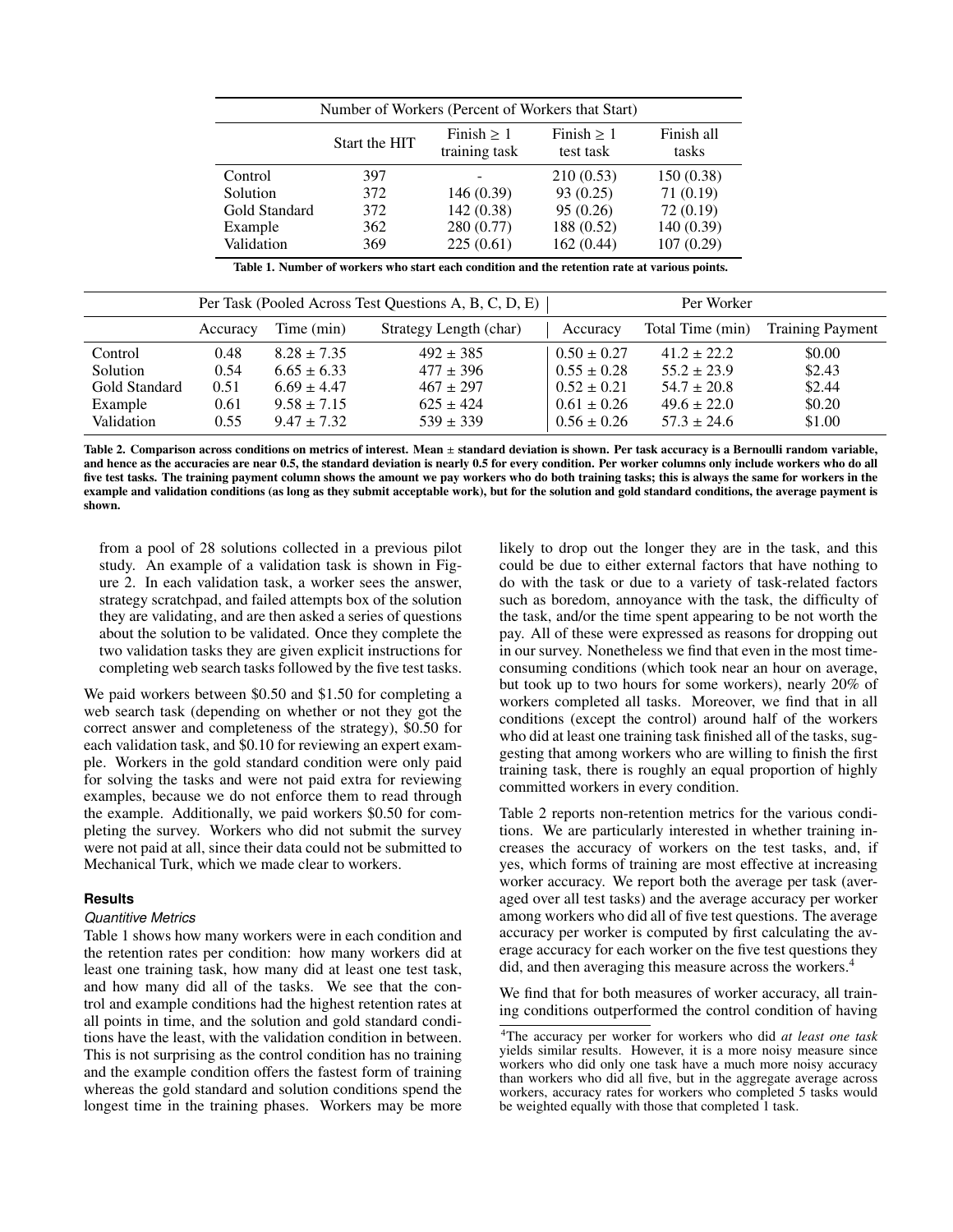| Number of Workers (Percent of Workers that Start) | | | | |
|---|---|---|---|---|
| | Start the HIT | Finish ≥ 1 training task | Finish ≥ 1 test task | Finish all tasks |
| Control | 397 | - | 210 (0.53) | 150 (0.38) |
| Solution | 372 | 146 (0.39) | 93 (0.25) | 71 (0.19) |
| Gold Standard | 372 | 142 (0.38) | 95 (0.26) | 72 (0.19) |
| Example | 362 | 280 (0.77) | 188 (0.52) | 140 (0.39) |
| Validation | 369 | 225 (0.61) | 162 (0.44) | 107 (0.29) |

**Table 1. Number of workers who start each condition and the retention rate at various points.**

| | Per Task (Pooled Across Test Questions A, B, C, D, E) | | | Per Worker | | |
|---|---|---|---|---|---|---|
| | Accuracy | Time (min) | Strategy Length (char) | Accuracy | Total Time (min) | Training Payment |
| Control | 0.48 | $8.28 \pm 7.35$ | $492 \pm 385$ | $0.50 \pm 0.27$ | $41.2 \pm 22.2$ | \$0.00 |
| Solution | 0.54 | $6.65 \pm 6.33$ | $477 \pm 396$ | $0.55 \pm 0.28$ | $55.2 \pm 23.9$ | \$2.43 |
| Gold Standard | 0.51 | $6.69 \pm 4.47$ | $467 \pm 297$ | $0.52 \pm 0.21$ | $54.7 \pm 20.8$ | \$2.44 |
| Example | 0.61 | $9.58 \pm 7.15$ | $625 \pm 424$ | $0.61 \pm 0.26$ | $49.6 \pm 22.0$ | \$0.20 |
| Validation | 0.55 | $9.47 \pm 7.32$ | $539 \pm 339$ | $0.56 \pm 0.26$ | $57.3 \pm 24.6$ | \$1.00 |

**Table 2. Comparison across conditions on metrics of interest. Mean ± standard deviation is shown. Per task accuracy is a Bernoulli random variable, and hence as the accuracies are near 0.5, the standard deviation is nearly 0.5 for every condition. Per worker columns only include workers who do all five test tasks. The training payment column shows the amount we pay workers who do both training tasks; this is always the same for workers in the example and validation conditions (as long as they submit acceptable work), but for the solution and gold standard conditions, the average payment is shown.**

from a pool of 28 solutions collected in a previous pilot study. An example of a validation task is shown in Figure 2. In each validation task, a worker sees the answer, strategy scratchpad, and failed attempts box of the solution they are validating, and are then asked a series of questions about the solution to be validated. Once they complete the two validation tasks they are given explicit instructions for completing web search tasks followed by the five test tasks.

We paid workers between \$0.50 and \$1.50 for completing a web search task (depending on whether or not they got the correct answer and completeness of the strategy), \$0.50 for each validation task, and \$0.10 for reviewing an expert example. Workers in the gold standard condition were only paid for solving the tasks and were not paid extra for reviewing examples, because we do not enforce them to read through the example. Additionally, we paid workers \$0.50 for completing the survey. Workers who did not submit the survey were not paid at all, since their data could not be submitted to Mechanical Turk, which we made clear to workers.

### Results

#### *Quantitive Metrics*

Table 1 shows how many workers were in each condition and the retention rates per condition: how many workers did at least one training task, how many did at least one test task, and how many did all of the tasks. We see that the control and example conditions had the highest retention rates at all points in time, and the solution and gold standard conditions have the least, with the validation condition in between. This is not surprising as the control condition has no training and the example condition offers the fastest form of training whereas the gold standard and solution conditions spend the longest time in the training phases. Workers may be more likely to drop out the longer they are in the task, and this could be due to either external factors that have nothing to do with the task or due to a variety of task-related factors such as boredom, annoyance with the task, the difficulty of the task, and/or the time spent appearing to be not worth the pay. All of these were expressed as reasons for dropping out in our survey. Nonetheless we find that even in the most time-consuming conditions (which took near an hour on average, but took up to two hours for some workers), nearly 20% of workers completed all tasks. Moreover, we find that in all conditions (except the control) around half of the workers who did at least one training task finished all of the tasks, suggesting that among workers who are willing to finish the first training task, there is roughly an equal proportion of highly committed workers in every condition.

Table 2 reports non-retention metrics for the various conditions. We are particularly interested in whether training increases the accuracy of workers on the test tasks, and, if yes, which forms of training are most effective at increasing worker accuracy. We report both the average per task (averaged over all test tasks) and the average accuracy per worker among workers who did all of five test questions. The average accuracy per worker is computed by first calculating the average accuracy for each worker on the five test questions they did, and then averaging this measure across the workers.[4]

We find that for both measures of worker accuracy, all training conditions outperformed the control condition of having

[4]The accuracy per worker for workers who did *at least one task* yields similar results. However, it is a more noisy measure since workers who did only one task have a much more noisy accuracy than workers who did all five, but in the aggregate average across workers, accuracy rates for workers who completed 5 tasks would be weighted equally with those that completed 1 task.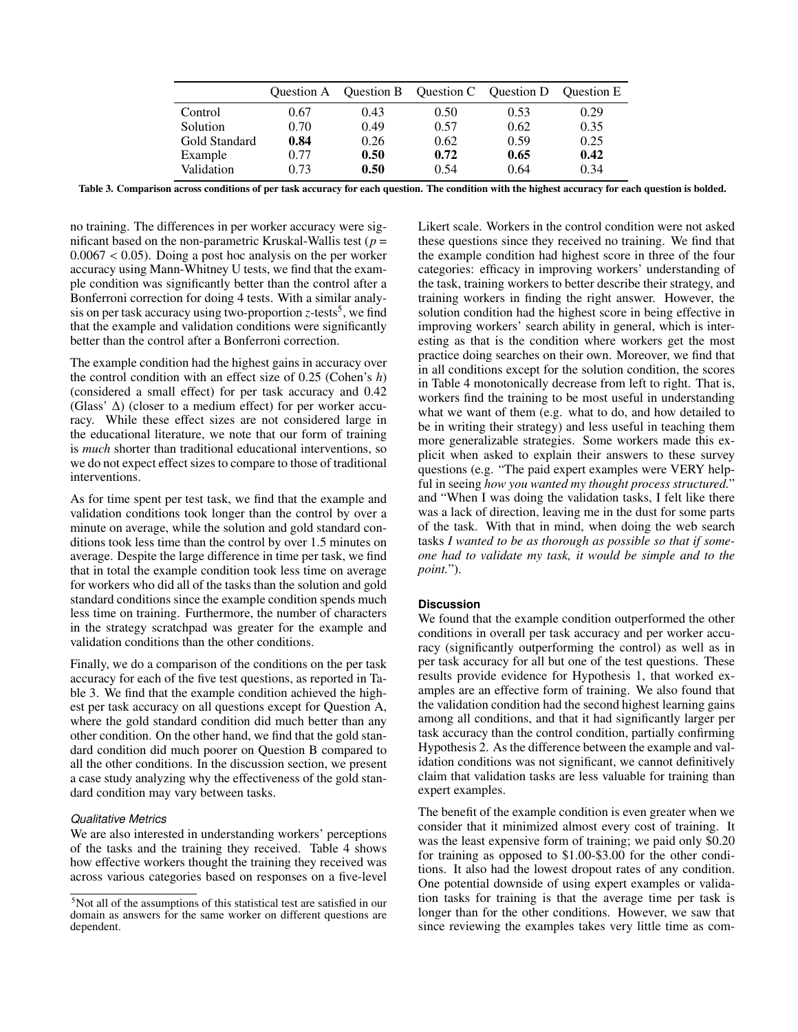|  | Question A | Question B | Question C | Question D | Question E |
|---|---|---|---|---|---|
| Control | 0.67 | 0.43 | 0.50 | 0.53 | 0.29 |
| Solution | 0.70 | 0.49 | 0.57 | 0.62 | 0.35 |
| Gold Standard | **0.84** | 0.26 | 0.62 | 0.59 | 0.25 |
| Example | 0.77 | **0.50** | **0.72** | **0.65** | **0.42** |
| Validation | 0.73 | **0.50** | 0.54 | 0.64 | 0.34 |

**Table 3. Comparison across conditions of per task accuracy for each question. The condition with the highest accuracy for each question is bolded.**

no training. The differences in per worker accuracy were significant based on the non-parametric Kruskal-Wallis test ($p = 0.0067 < 0.05$). Doing a post hoc analysis on the per worker accuracy using Mann-Whitney U tests, we find that the example condition was significantly better than the control after a Bonferroni correction for doing 4 tests. With a similar analysis on per task accuracy using two-proportion $z$-tests[5], we find that the example and validation conditions were significantly better than the control after a Bonferroni correction.

The example condition had the highest gains in accuracy over the control condition with an effect size of 0.25 (Cohen's $h$) (considered a small effect) for per task accuracy and 0.42 (Glass' $\Delta$) (closer to a medium effect) for per worker accuracy. While these effect sizes are not considered large in the educational literature, we note that our form of training is *much* shorter than traditional educational interventions, so we do not expect effect sizes to compare to those of traditional interventions.

As for time spent per test task, we find that the example and validation conditions took longer than the control by over a minute on average, while the solution and gold standard conditions took less time than the control by over 1.5 minutes on average. Despite the large difference in time per task, we find that in total the example condition took less time on average for workers who did all of the tasks than the solution and gold standard conditions since the example condition spends much less time on training. Furthermore, the number of characters in the strategy scratchpad was greater for the example and validation conditions than the other conditions.

Finally, we do a comparison of the conditions on the per task accuracy for each of the five test questions, as reported in Table 3. We find that the example condition achieved the highest per task accuracy on all questions except for Question A, where the gold standard condition did much better than any other condition. On the other hand, we find that the gold standard condition did much poorer on Question B compared to all the other conditions. In the discussion section, we present a case study analyzing why the effectiveness of the gold standard condition may vary between tasks.

### *Qualitative Metrics*

We are also interested in understanding workers' perceptions of the tasks and the training they received. Table 4 shows how effective workers thought the training they received was across various categories based on responses on a five-level Likert scale. Workers in the control condition were not asked these questions since they received no training. We find that the example condition had highest score in three of the four categories: efficacy in improving workers' understanding of the task, training workers to better describe their strategy, and training workers in finding the right answer. However, the solution condition had the highest score in being effective in improving workers' search ability in general, which is interesting as that is the condition where workers get the most practice doing searches on their own. Moreover, we find that in all conditions except for the solution condition, the scores in Table 4 monotonically decrease from left to right. That is, workers find the training to be most useful in understanding what we want of them (e.g. what to do, and how detailed to be in writing their strategy) and less useful in teaching them more generalizable strategies. Some workers made this explicit when asked to explain their answers to these survey questions (e.g. "The paid expert examples were VERY helpful in seeing *how you wanted my thought process structured.*" and "When I was doing the validation tasks, I felt like there was a lack of direction, leaving me in the dust for some parts of the task. With that in mind, when doing the web search tasks *I wanted to be as thorough as possible so that if someone had to validate my task, it would be simple and to the point.*").

## Discussion

We found that the example condition outperformed the other conditions in overall per task accuracy and per worker accuracy (significantly outperforming the control) as well as in per task accuracy for all but one of the test questions. These results provide evidence for Hypothesis 1, that worked examples are an effective form of training. We also found that the validation condition had the second highest learning gains among all conditions, and that it had significantly larger per task accuracy than the control condition, partially confirming Hypothesis 2. As the difference between the example and validation conditions was not significant, we cannot definitively claim that validation tasks are less valuable for training than expert examples.

The benefit of the example condition is even greater when we consider that it minimized almost every cost of training. It was the least expensive form of training; we paid only \$0.20 for training as opposed to \$1.00-\$3.00 for the other conditions. It also had the lowest dropout rates of any condition. One potential downside of using expert examples or validation tasks for training is that the average time per task is longer than for the other conditions. However, we saw that since reviewing the examples takes very little time as com-

[5] Not all of the assumptions of this statistical test are satisfied in our domain as answers for the same worker on different questions are dependent.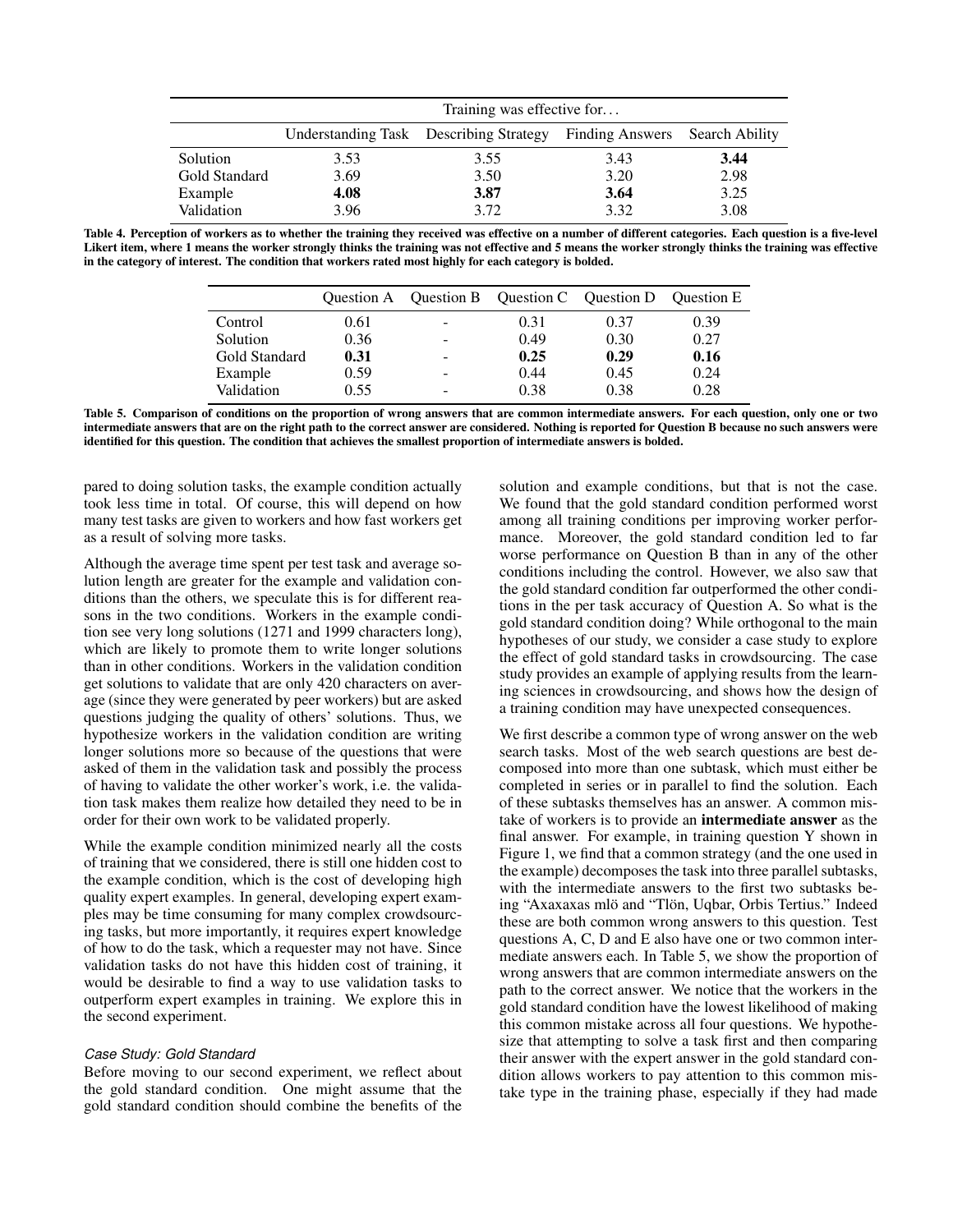| | Training was effective for… | | | |
|---|---|---|---|---|
| | Understanding Task | Describing Strategy | Finding Answers | Search Ability |
| Solution | 3.53 | 3.55 | 3.43 | **3.44** |
| Gold Standard | 3.69 | 3.50 | 3.20 | 2.98 |
| Example | **4.08** | **3.87** | **3.64** | 3.25 |
| Validation | 3.96 | 3.72 | 3.32 | 3.08 |

**Table 4. Perception of workers as to whether the training they received was effective on a number of different categories. Each question is a five-level Likert item, where 1 means the worker strongly thinks the training was not effective and 5 means the worker strongly thinks the training was effective in the category of interest. The condition that workers rated most highly for each category is bolded.**

| | Question A | Question B | Question C | Question D | Question E |
|---|---|---|---|---|---|
| Control | 0.61 | - | 0.31 | 0.37 | 0.39 |
| Solution | 0.36 | - | 0.49 | 0.30 | 0.27 |
| Gold Standard | **0.31** | - | **0.25** | **0.29** | **0.16** |
| Example | 0.59 | - | 0.44 | 0.45 | 0.24 |
| Validation | 0.55 | - | 0.38 | 0.38 | 0.28 |

**Table 5. Comparison of conditions on the proportion of wrong answers that are common intermediate answers. For each question, only one or two intermediate answers that are on the right path to the correct answer are considered. Nothing is reported for Question B because no such answers were identified for this question. The condition that achieves the smallest proportion of intermediate answers is bolded.**

pared to doing solution tasks, the example condition actually took less time in total. Of course, this will depend on how many test tasks are given to workers and how fast workers get as a result of solving more tasks.

Although the average time spent per test task and average solution length are greater for the example and validation conditions than the others, we speculate this is for different reasons in the two conditions. Workers in the example condition see very long solutions (1271 and 1999 characters long), which are likely to promote them to write longer solutions than in other conditions. Workers in the validation condition get solutions to validate that are only 420 characters on average (since they were generated by peer workers) but are asked questions judging the quality of others' solutions. Thus, we hypothesize workers in the validation condition are writing longer solutions more so because of the questions that were asked of them in the validation task and possibly the process of having to validate the other worker's work, i.e. the validation task makes them realize how detailed they need to be in order for their own work to be validated properly.

While the example condition minimized nearly all the costs of training that we considered, there is still one hidden cost to the example condition, which is the cost of developing high quality expert examples. In general, developing expert examples may be time consuming for many complex crowdsourcing tasks, but more importantly, it requires expert knowledge of how to do the task, which a requester may not have. Since validation tasks do not have this hidden cost of training, it would be desirable to find a way to use validation tasks to outperform expert examples in training. We explore this in the second experiment.

### *Case Study: Gold Standard*

Before moving to our second experiment, we reflect about the gold standard condition. One might assume that the gold standard condition should combine the benefits of the solution and example conditions, but that is not the case. We found that the gold standard condition performed worst among all training conditions per improving worker performance. Moreover, the gold standard condition led to far worse performance on Question B than in any of the other conditions including the control. However, we also saw that the gold standard condition far outperformed the other conditions in the per task accuracy of Question A. So what is the gold standard condition doing? While orthogonal to the main hypotheses of our study, we consider a case study to explore the effect of gold standard tasks in crowdsourcing. The case study provides an example of applying results from the learning sciences in crowdsourcing, and shows how the design of a training condition may have unexpected consequences.

We first describe a common type of wrong answer on the web search tasks. Most of the web search questions are best decomposed into more than one subtask, which must either be completed in series or in parallel to find the solution. Each of these subtasks themselves has an answer. A common mistake of workers is to provide an **intermediate answer** as the final answer. For example, in training question Y shown in Figure 1, we find that a common strategy (and the one used in the example) decomposes the task into three parallel subtasks, with the intermediate answers to the first two subtasks being "Axaxaxas mlö and "Tlön, Uqbar, Orbis Tertius." Indeed these are both common wrong answers to this question. Test questions A, C, D and E also have one or two common intermediate answers each. In Table 5, we show the proportion of wrong answers that are common intermediate answers on the path to the correct answer. We notice that the workers in the gold standard condition have the lowest likelihood of making this common mistake across all four questions. We hypothesize that attempting to solve a task first and then comparing their answer with the expert answer in the gold standard condition allows workers to pay attention to this common mistake type in the training phase, especially if they had made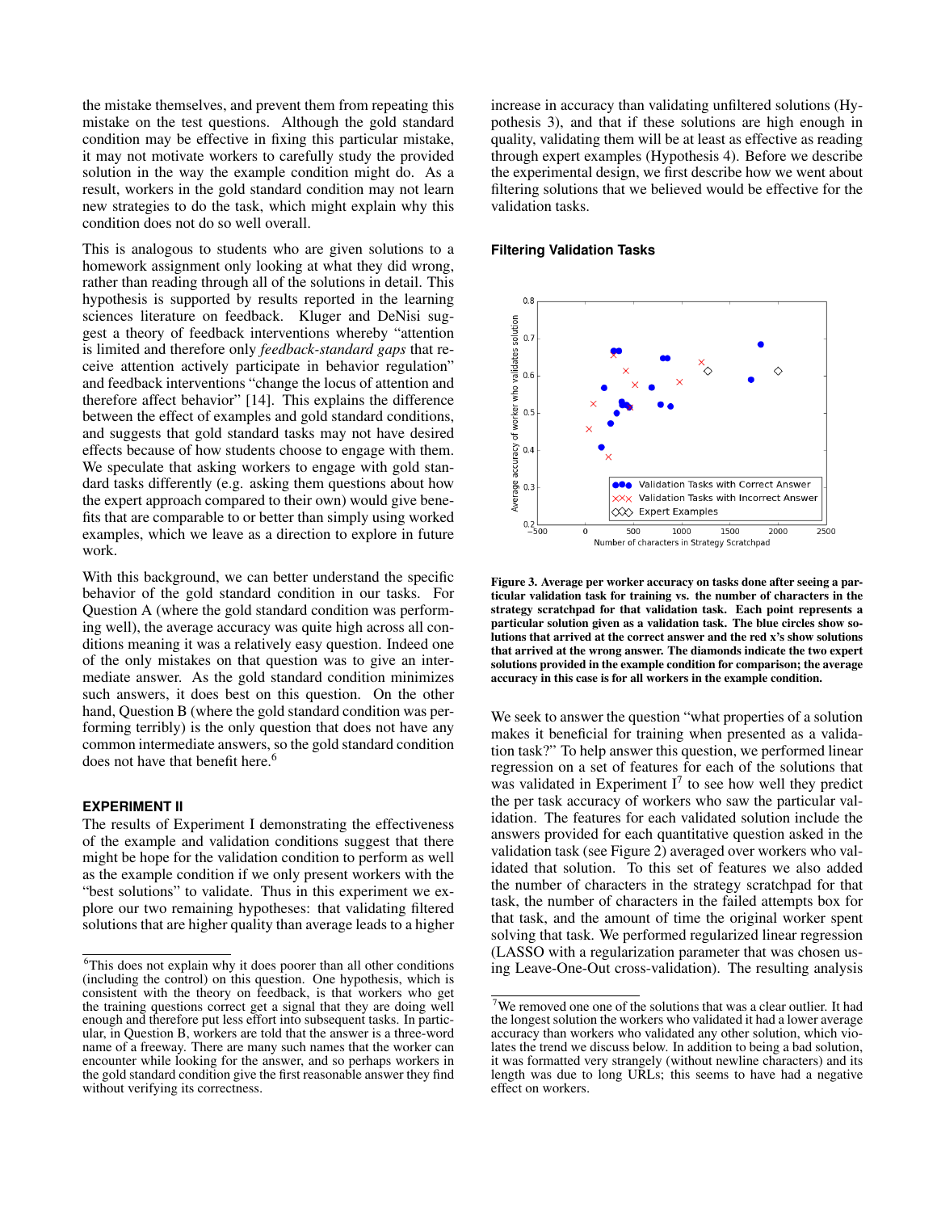the mistake themselves, and prevent them from repeating this mistake on the test questions. Although the gold standard condition may be effective in fixing this particular mistake, it may not motivate workers to carefully study the provided solution in the way the example condition might do. As a result, workers in the gold standard condition may not learn new strategies to do the task, which might explain why this condition does not do so well overall.

This is analogous to students who are given solutions to a homework assignment only looking at what they did wrong, rather than reading through all of the solutions in detail. This hypothesis is supported by results reported in the learning sciences literature on feedback. Kluger and DeNisi suggest a theory of feedback interventions whereby "attention is limited and therefore only *feedback-standard gaps* that receive attention actively participate in behavior regulation" and feedback interventions "change the locus of attention and therefore affect behavior" [14]. This explains the difference between the effect of examples and gold standard conditions, and suggests that gold standard tasks may not have desired effects because of how students choose to engage with them. We speculate that asking workers to engage with gold standard tasks differently (e.g. asking them questions about how the expert approach compared to their own) would give benefits that are comparable to or better than simply using worked examples, which we leave as a direction to explore in future work.

With this background, we can better understand the specific behavior of the gold standard condition in our tasks. For Question A (where the gold standard condition was performing well), the average accuracy was quite high across all conditions meaning it was a relatively easy question. Indeed one of the only mistakes on that question was to give an intermediate answer. As the gold standard condition minimizes such answers, it does best on this question. On the other hand, Question B (where the gold standard condition was performing terribly) is the only question that does not have any common intermediate answers, so the gold standard condition does not have that benefit here.[6]

## EXPERIMENT II

The results of Experiment I demonstrating the effectiveness of the example and validation conditions suggest that there might be hope for the validation condition to perform as well as the example condition if we only present workers with the "best solutions" to validate. Thus in this experiment we explore our two remaining hypotheses: that validating filtered solutions that are higher quality than average leads to a higher increase in accuracy than validating unfiltered solutions (Hypothesis 3), and that if these solutions are high enough in quality, validating them will be at least as effective as reading through expert examples (Hypothesis 4). Before we describe the experimental design, we first describe how we went about filtering solutions that we believed would be effective for the validation tasks.

### Filtering Validation Tasks

**Figure 3. Average per worker accuracy on tasks done after seeing a particular validation task for training vs. the number of characters in the strategy scratchpad for that validation task. Each point represents a particular solution given as a validation task. The blue circles show solutions that arrived at the correct answer and the red x's show solutions that arrived at the wrong answer. The diamonds indicate the two expert solutions provided in the example condition for comparison; the average accuracy in this case is for all workers in the example condition.**

We seek to answer the question "what properties of a solution makes it beneficial for training when presented as a validation task?" To help answer this question, we performed linear regression on a set of features for each of the solutions that was validated in Experiment I[7] to see how well they predict the per task accuracy of workers who saw the particular validation. The features for each validated solution include the answers provided for each quantitative question asked in the validation task (see Figure 2) averaged over workers who validated that solution. To this set of features we also added the number of characters in the strategy scratchpad for that task, the number of characters in the failed attempts box for that task, and the amount of time the original worker spent solving that task. We performed regularized linear regression (LASSO with a regularization parameter that was chosen using Leave-One-Out cross-validation). The resulting analysis

---

[6] This does not explain why it does poorer than all other conditions (including the control) on this question. One hypothesis, which is consistent with the theory on feedback, is that workers who get the training questions correct get a signal that they are doing well enough and therefore put less effort into subsequent tasks. In particular, in Question B, workers are told that the answer is a three-word name of a freeway. There are many such names that the worker can encounter while looking for the answer, and so perhaps workers in the gold standard condition give the first reasonable answer they find without verifying its correctness.

[7] We removed one one of the solutions that was a clear outlier. It had the longest solution the workers who validated it had a lower average accuracy than workers who validated any other solution, which violates the trend we discuss below. In addition to being a bad solution, it was formatted very strangely (without newline characters) and its length was due to long URLs; this seems to have had a negative effect on workers.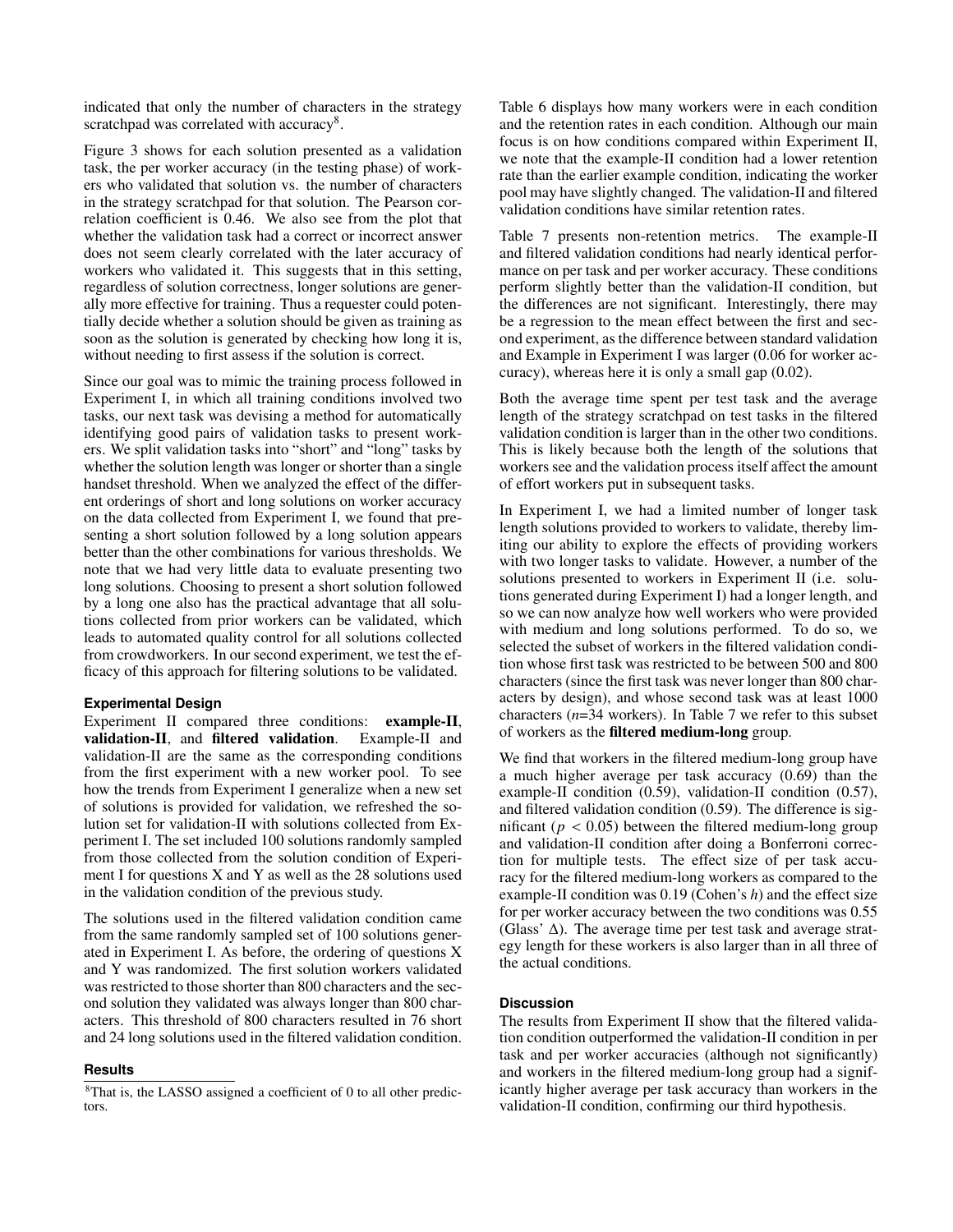indicated that only the number of characters in the strategy scratchpad was correlated with accuracy[8].

Figure 3 shows for each solution presented as a validation task, the per worker accuracy (in the testing phase) of workers who validated that solution vs. the number of characters in the strategy scratchpad for that solution. The Pearson correlation coefficient is 0.46. We also see from the plot that whether the validation task had a correct or incorrect answer does not seem clearly correlated with the later accuracy of workers who validated it. This suggests that in this setting, regardless of solution correctness, longer solutions are generally more effective for training. Thus a requester could potentially decide whether a solution should be given as training as soon as the solution is generated by checking how long it is, without needing to first assess if the solution is correct.

Since our goal was to mimic the training process followed in Experiment I, in which all training conditions involved two tasks, our next task was devising a method for automatically identifying good pairs of validation tasks to present workers. We split validation tasks into "short" and "long" tasks by whether the solution length was longer or shorter than a single handset threshold. When we analyzed the effect of the different orderings of short and long solutions on worker accuracy on the data collected from Experiment I, we found that presenting a short solution followed by a long solution appears better than the other combinations for various thresholds. We note that we had very little data to evaluate presenting two long solutions. Choosing to present a short solution followed by a long one also has the practical advantage that all solutions collected from prior workers can be validated, which leads to automated quality control for all solutions collected from crowdworkers. In our second experiment, we test the efficacy of this approach for filtering solutions to be validated.

### Experimental Design

Experiment II compared three conditions: **example-II**, **validation-II**, and **filtered validation**. Example-II and validation-II are the same as the corresponding conditions from the first experiment with a new worker pool. To see how the trends from Experiment I generalize when a new set of solutions is provided for validation, we refreshed the solution set for validation-II with solutions collected from Experiment I. The set included 100 solutions randomly sampled from those collected from the solution condition of Experiment I for questions X and Y as well as the 28 solutions used in the validation condition of the previous study.

The solutions used in the filtered validation condition came from the same randomly sampled set of 100 solutions generated in Experiment I. As before, the ordering of questions X and Y was randomized. The first solution workers validated was restricted to those shorter than 800 characters and the second solution they validated was always longer than 800 characters. This threshold of 800 characters resulted in 76 short and 24 long solutions used in the filtered validation condition.

### Results

Table 6 displays how many workers were in each condition and the retention rates in each condition. Although our main focus is on how conditions compared within Experiment II, we note that the example-II condition had a lower retention rate than the earlier example condition, indicating the worker pool may have slightly changed. The validation-II and filtered validation conditions have similar retention rates.

Table 7 presents non-retention metrics. The example-II and filtered validation conditions had nearly identical performance on per task and per worker accuracy. These conditions perform slightly better than the validation-II condition, but the differences are not significant. Interestingly, there may be a regression to the mean effect between the first and second experiment, as the difference between standard validation and Example in Experiment I was larger (0.06 for worker accuracy), whereas here it is only a small gap (0.02).

Both the average time spent per test task and the average length of the strategy scratchpad on test tasks in the filtered validation condition is larger than in the other two conditions. This is likely because both the length of the solutions that workers see and the validation process itself affect the amount of effort workers put in subsequent tasks.

In Experiment I, we had a limited number of longer task length solutions provided to workers to validate, thereby limiting our ability to explore the effects of providing workers with two longer tasks to validate. However, a number of the solutions presented to workers in Experiment II (i.e. solutions generated during Experiment I) had a longer length, and so we can now analyze how well workers who were provided with medium and long solutions performed. To do so, we selected the subset of workers in the filtered validation condition whose first task was restricted to be between 500 and 800 characters (since the first task was never longer than 800 characters by design), and whose second task was at least 1000 characters ($n$=34 workers). In Table 7 we refer to this subset of workers as the **filtered medium-long** group.

We find that workers in the filtered medium-long group have a much higher average per task accuracy (0.69) than the example-II condition (0.59), validation-II condition (0.57), and filtered validation condition (0.59). The difference is significant ($p < 0.05$) between the filtered medium-long group and validation-II condition after doing a Bonferroni correction for multiple tests. The effect size of per task accuracy for the filtered medium-long workers as compared to the example-II condition was 0.19 (Cohen's $h$) and the effect size for per worker accuracy between the two conditions was 0.55 (Glass' $\Delta$). The average time per test task and average strategy length for these workers is also larger than in all three of the actual conditions.

### Discussion

The results from Experiment II show that the filtered validation condition outperformed the validation-II condition in per task and per worker accuracies (although not significantly) and workers in the filtered medium-long group had a significantly higher average per task accuracy than workers in the validation-II condition, confirming our third hypothesis.

[8]That is, the LASSO assigned a coefficient of 0 to all other predictors.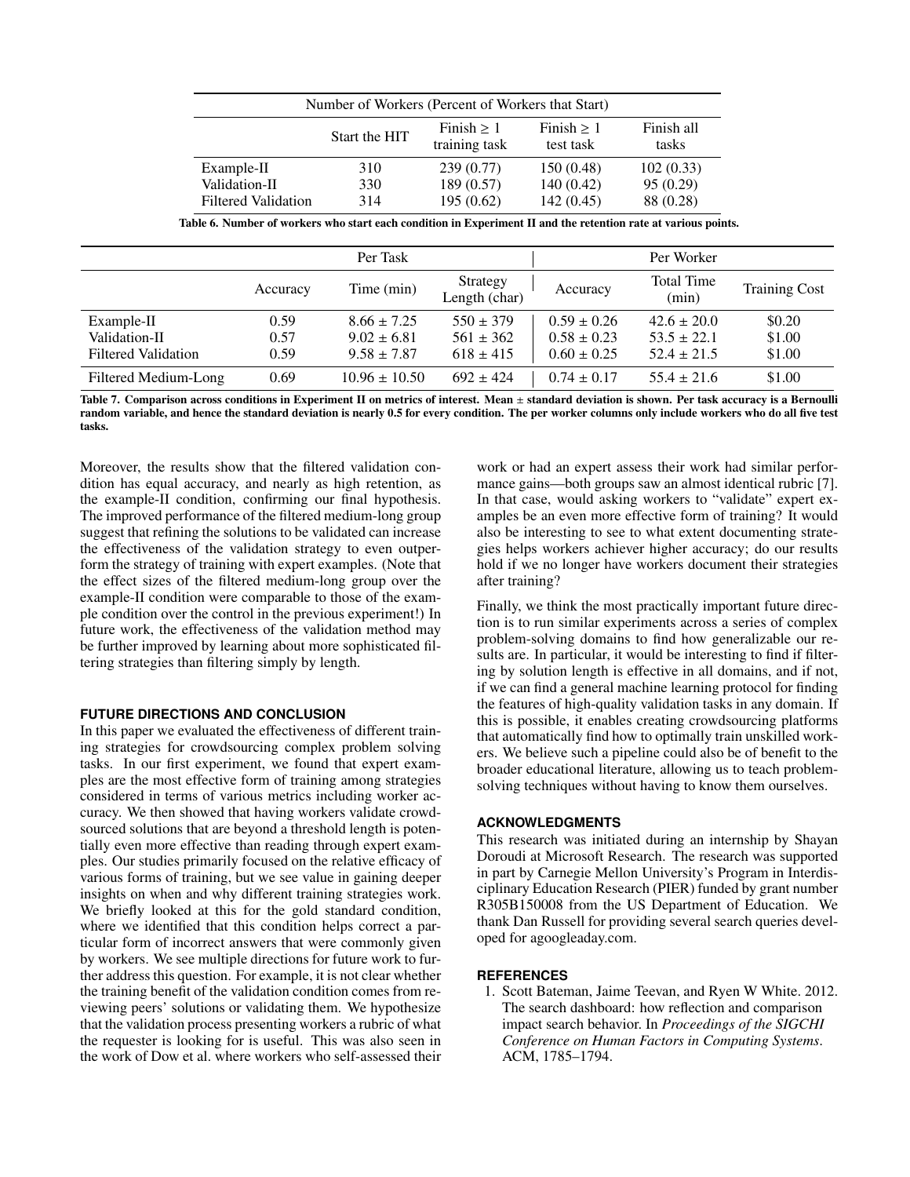| Number of Workers (Percent of Workers that Start) | | | | |
|---|---|---|---|---|
| | Start the HIT | Finish ≥ 1 training task | Finish ≥ 1 test task | Finish all tasks |
| Example-II | 310 | 239 (0.77) | 150 (0.48) | 102 (0.33) |
| Validation-II | 330 | 189 (0.57) | 140 (0.42) | 95 (0.29) |
| Filtered Validation | 314 | 195 (0.62) | 142 (0.45) | 88 (0.28) |

**Table 6. Number of workers who start each condition in Experiment II and the retention rate at various points.**

| | Per Task | | | Per Worker | | |
|---|---|---|---|---|---|---|
| | Accuracy | Time (min) | Strategy Length (char) | Accuracy | Total Time (min) | Training Cost |
| Example-II | 0.59 | $8.66 \pm 7.25$ | $550 \pm 379$ | $0.59 \pm 0.26$ | $42.6 \pm 20.0$ | \$0.20 |
| Validation-II | 0.57 | $9.02 \pm 6.81$ | $561 \pm 362$ | $0.58 \pm 0.23$ | $53.5 \pm 22.1$ | \$1.00 |
| Filtered Validation | 0.59 | $9.58 \pm 7.87$ | $618 \pm 415$ | $0.60 \pm 0.25$ | $52.4 \pm 21.5$ | \$1.00 |
| Filtered Medium-Long | 0.69 | $10.96 \pm 10.50$ | $692 \pm 424$ | $0.74 \pm 0.17$ | $55.4 \pm 21.6$ | \$1.00 |

**Table 7. Comparison across conditions in Experiment II on metrics of interest. Mean ± standard deviation is shown. Per task accuracy is a Bernoulli random variable, and hence the standard deviation is nearly 0.5 for every condition. The per worker columns only include workers who do all five test tasks.**

Moreover, the results show that the filtered validation condition has equal accuracy, and nearly as high retention, as the example-II condition, confirming our final hypothesis. The improved performance of the filtered medium-long group suggest that refining the solutions to be validated can increase the effectiveness of the validation strategy to even outperform the strategy of training with expert examples. (Note that the effect sizes of the filtered medium-long group over the example-II condition were comparable to those of the example condition over the control in the previous experiment!) In future work, the effectiveness of the validation method may be further improved by learning about more sophisticated filtering strategies than filtering simply by length.

## FUTURE DIRECTIONS AND CONCLUSION

In this paper we evaluated the effectiveness of different training strategies for crowdsourcing complex problem solving tasks. In our first experiment, we found that expert examples are the most effective form of training among strategies considered in terms of various metrics including worker accuracy. We then showed that having workers validate crowdsourced solutions that are beyond a threshold length is potentially even more effective than reading through expert examples. Our studies primarily focused on the relative efficacy of various forms of training, but we see value in gaining deeper insights on when and why different training strategies work. We briefly looked at this for the gold standard condition, where we identified that this condition helps correct a particular form of incorrect answers that were commonly given by workers. We see multiple directions for future work to further address this question. For example, it is not clear whether the training benefit of the validation condition comes from reviewing peers' solutions or validating them. We hypothesize that the validation process presenting workers a rubric of what the requester is looking for is useful. This was also seen in the work of Dow et al. where workers who self-assessed their work or had an expert assess their work had similar performance gains—both groups saw an almost identical rubric [7]. In that case, would asking workers to "validate" expert examples be an even more effective form of training? It would also be interesting to see to what extent documenting strategies helps workers achiever higher accuracy; do our results hold if we no longer have workers document their strategies after training?

Finally, we think the most practically important future direction is to run similar experiments across a series of complex problem-solving domains to find how generalizable our results are. In particular, it would be interesting to find if filtering by solution length is effective in all domains, and if not, if we can find a general machine learning protocol for finding the features of high-quality validation tasks in any domain. If this is possible, it enables creating crowdsourcing platforms that automatically find how to optimally train unskilled workers. We believe such a pipeline could also be of benefit to the broader educational literature, allowing us to teach problem-solving techniques without having to know them ourselves.

## ACKNOWLEDGMENTS

This research was initiated during an internship by Shayan Doroudi at Microsoft Research. The research was supported in part by Carnegie Mellon University's Program in Interdisciplinary Education Research (PIER) funded by grant number R305B150008 from the US Department of Education. We thank Dan Russell for providing several search queries developed for agoogleaday.com.

## REFERENCES

1. Scott Bateman, Jaime Teevan, and Ryen W White. 2012. The search dashboard: how reflection and comparison impact search behavior. In *Proceedings of the SIGCHI Conference on Human Factors in Computing Systems*. ACM, 1785–1794.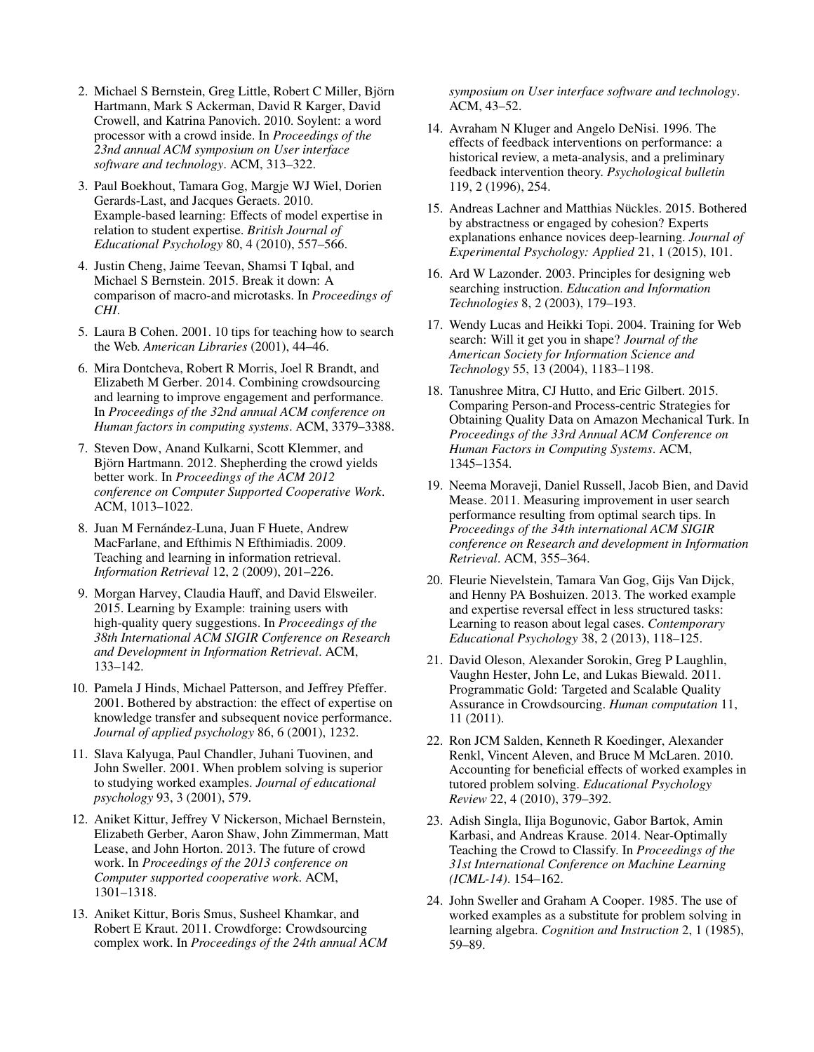2. Michael S Bernstein, Greg Little, Robert C Miller, Björn Hartmann, Mark S Ackerman, David R Karger, David Crowell, and Katrina Panovich. 2010. Soylent: a word processor with a crowd inside. In *Proceedings of the 23nd annual ACM symposium on User interface software and technology*. ACM, 313–322.

3. Paul Boekhout, Tamara Gog, Margje WJ Wiel, Dorien Gerards-Last, and Jacques Geraets. 2010. Example-based learning: Effects of model expertise in relation to student expertise. *British Journal of Educational Psychology* 80, 4 (2010), 557–566.

4. Justin Cheng, Jaime Teevan, Shamsi T Iqbal, and Michael S Bernstein. 2015. Break it down: A comparison of macro-and microtasks. In *Proceedings of CHI*.

5. Laura B Cohen. 2001. 10 tips for teaching how to search the Web. *American Libraries* (2001), 44–46.

6. Mira Dontcheva, Robert R Morris, Joel R Brandt, and Elizabeth M Gerber. 2014. Combining crowdsourcing and learning to improve engagement and performance. In *Proceedings of the 32nd annual ACM conference on Human factors in computing systems*. ACM, 3379–3388.

7. Steven Dow, Anand Kulkarni, Scott Klemmer, and Björn Hartmann. 2012. Shepherding the crowd yields better work. In *Proceedings of the ACM 2012 conference on Computer Supported Cooperative Work*. ACM, 1013–1022.

8. Juan M Fernández-Luna, Juan F Huete, Andrew MacFarlane, and Efthimis N Efthimiadis. 2009. Teaching and learning in information retrieval. *Information Retrieval* 12, 2 (2009), 201–226.

9. Morgan Harvey, Claudia Hauff, and David Elsweiler. 2015. Learning by Example: training users with high-quality query suggestions. In *Proceedings of the 38th International ACM SIGIR Conference on Research and Development in Information Retrieval*. ACM, 133–142.

10. Pamela J Hinds, Michael Patterson, and Jeffrey Pfeffer. 2001. Bothered by abstraction: the effect of expertise on knowledge transfer and subsequent novice performance. *Journal of applied psychology* 86, 6 (2001), 1232.

11. Slava Kalyuga, Paul Chandler, Juhani Tuovinen, and John Sweller. 2001. When problem solving is superior to studying worked examples. *Journal of educational psychology* 93, 3 (2001), 579.

12. Aniket Kittur, Jeffrey V Nickerson, Michael Bernstein, Elizabeth Gerber, Aaron Shaw, John Zimmerman, Matt Lease, and John Horton. 2013. The future of crowd work. In *Proceedings of the 2013 conference on Computer supported cooperative work*. ACM, 1301–1318.

13. Aniket Kittur, Boris Smus, Susheel Khamkar, and Robert E Kraut. 2011. Crowdforge: Crowdsourcing complex work. In *Proceedings of the 24th annual ACM symposium on User interface software and technology*. ACM, 43–52.

14. Avraham N Kluger and Angelo DeNisi. 1996. The effects of feedback interventions on performance: a historical review, a meta-analysis, and a preliminary feedback intervention theory. *Psychological bulletin* 119, 2 (1996), 254.

15. Andreas Lachner and Matthias Nückles. 2015. Bothered by abstractness or engaged by cohesion? Experts explanations enhance novices deep-learning. *Journal of Experimental Psychology: Applied* 21, 1 (2015), 101.

16. Ard W Lazonder. 2003. Principles for designing web searching instruction. *Education and Information Technologies* 8, 2 (2003), 179–193.

17. Wendy Lucas and Heikki Topi. 2004. Training for Web search: Will it get you in shape? *Journal of the American Society for Information Science and Technology* 55, 13 (2004), 1183–1198.

18. Tanushree Mitra, CJ Hutto, and Eric Gilbert. 2015. Comparing Person-and Process-centric Strategies for Obtaining Quality Data on Amazon Mechanical Turk. In *Proceedings of the 33rd Annual ACM Conference on Human Factors in Computing Systems*. ACM, 1345–1354.

19. Neema Moraveji, Daniel Russell, Jacob Bien, and David Mease. 2011. Measuring improvement in user search performance resulting from optimal search tips. In *Proceedings of the 34th international ACM SIGIR conference on Research and development in Information Retrieval*. ACM, 355–364.

20. Fleurie Nievelstein, Tamara Van Gog, Gijs Van Dijck, and Henny PA Boshuizen. 2013. The worked example and expertise reversal effect in less structured tasks: Learning to reason about legal cases. *Contemporary Educational Psychology* 38, 2 (2013), 118–125.

21. David Oleson, Alexander Sorokin, Greg P Laughlin, Vaughn Hester, John Le, and Lukas Biewald. 2011. Programmatic Gold: Targeted and Scalable Quality Assurance in Crowdsourcing. *Human computation* 11, 11 (2011).

22. Ron JCM Salden, Kenneth R Koedinger, Alexander Renkl, Vincent Aleven, and Bruce M McLaren. 2010. Accounting for beneficial effects of worked examples in tutored problem solving. *Educational Psychology Review* 22, 4 (2010), 379–392.

23. Adish Singla, Ilija Bogunovic, Gabor Bartok, Amin Karbasi, and Andreas Krause. 2014. Near-Optimally Teaching the Crowd to Classify. In *Proceedings of the 31st International Conference on Machine Learning (ICML-14)*. 154–162.

24. John Sweller and Graham A Cooper. 1985. The use of worked examples as a substitute for problem solving in learning algebra. *Cognition and Instruction* 2, 1 (1985), 59–89.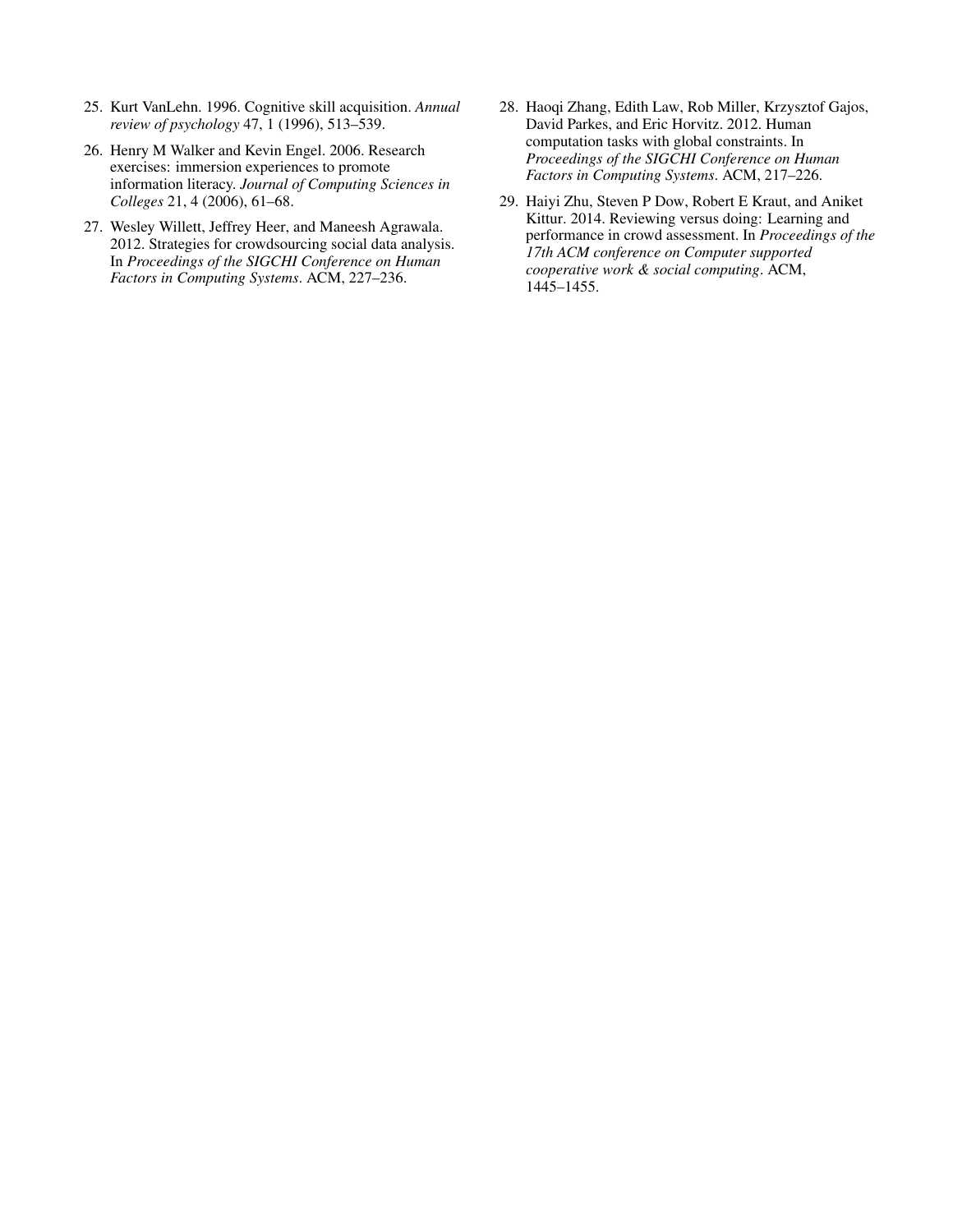25. Kurt VanLehn. 1996. Cognitive skill acquisition. *Annual review of psychology* 47, 1 (1996), 513–539.

26. Henry M Walker and Kevin Engel. 2006. Research exercises: immersion experiences to promote information literacy. *Journal of Computing Sciences in Colleges* 21, 4 (2006), 61–68.

27. Wesley Willett, Jeffrey Heer, and Maneesh Agrawala. 2012. Strategies for crowdsourcing social data analysis. In *Proceedings of the SIGCHI Conference on Human Factors in Computing Systems*. ACM, 227–236.

28. Haoqi Zhang, Edith Law, Rob Miller, Krzysztof Gajos, David Parkes, and Eric Horvitz. 2012. Human computation tasks with global constraints. In *Proceedings of the SIGCHI Conference on Human Factors in Computing Systems*. ACM, 217–226.

29. Haiyi Zhu, Steven P Dow, Robert E Kraut, and Aniket Kittur. 2014. Reviewing versus doing: Learning and performance in crowd assessment. In *Proceedings of the 17th ACM conference on Computer supported cooperative work & social computing*. ACM, 1445–1455.